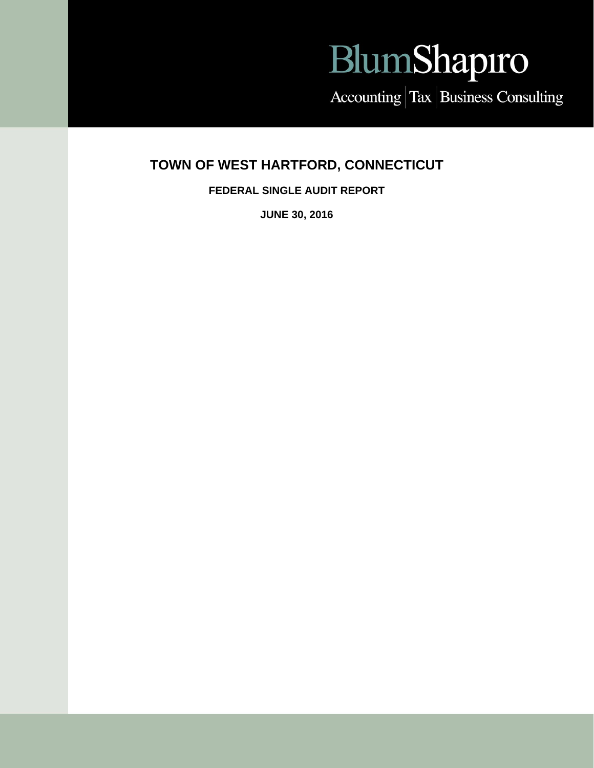BlumShapiro

Accounting | Tax | Business Consulting

# TOWN OF WEST HARTFORD, CONNECTICUT

## FEDERAL SINGLE AUDIT REPORT

### JUNE 30, 2016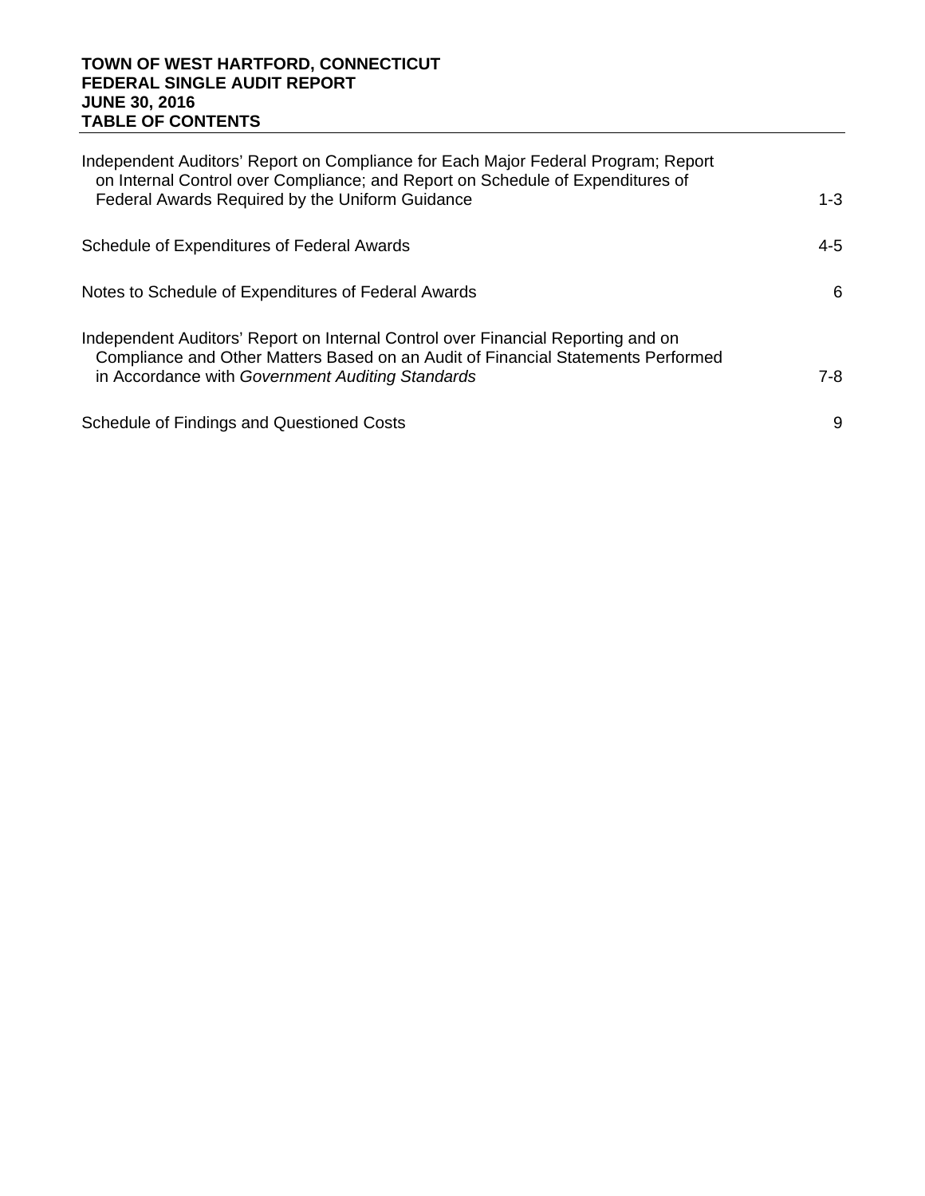**TOWN OF WEST HARTFORD, CONNECTICUT**
**FEDERAL SINGLE AUDIT REPORT**
**JUNE 30, 2016**
**TABLE OF CONTENTS**

| | |
|---|---|
| Independent Auditors' Report on Compliance for Each Major Federal Program; Report on Internal Control over Compliance; and Report on Schedule of Expenditures of Federal Awards Required by the Uniform Guidance | 1-3 |
| Schedule of Expenditures of Federal Awards | 4-5 |
| Notes to Schedule of Expenditures of Federal Awards | 6 |
| Independent Auditors' Report on Internal Control over Financial Reporting and on Compliance and Other Matters Based on an Audit of Financial Statements Performed in Accordance with *Government Auditing Standards* | 7-8 |
| Schedule of Findings and Questioned Costs | 9 |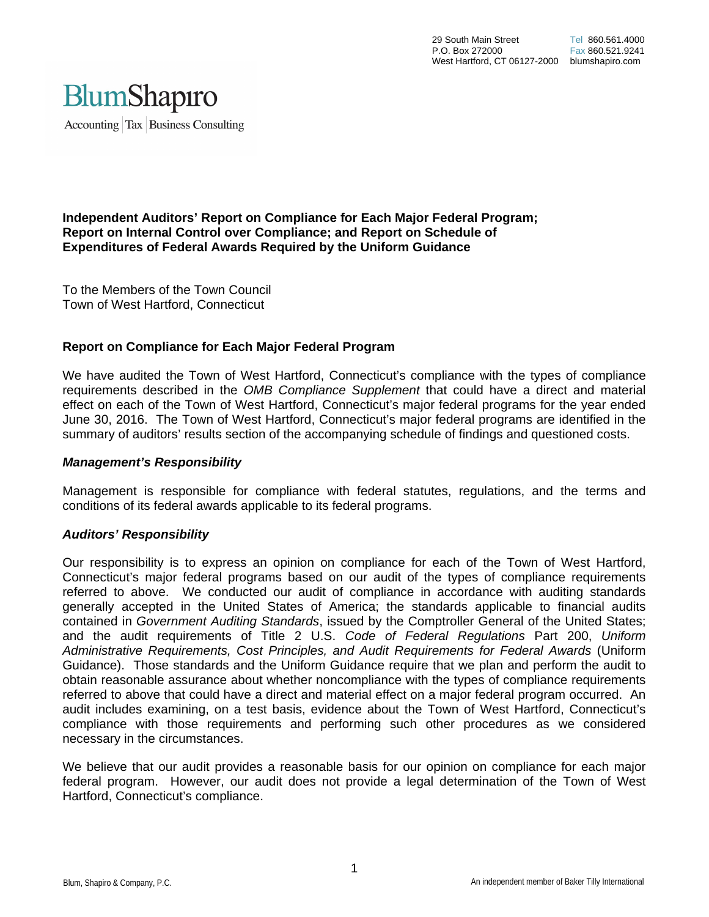BlumShapiro

Accounting | Tax | Business Consulting

29 South Main Street
P.O. Box 272000
West Hartford, CT 06127-2000

Tel 860.561.4000
Fax 860.521.9241
blumshapiro.com

**Independent Auditors' Report on Compliance for Each Major Federal Program; Report on Internal Control over Compliance; and Report on Schedule of Expenditures of Federal Awards Required by the Uniform Guidance**

To the Members of the Town Council
Town of West Hartford, Connecticut

## Report on Compliance for Each Major Federal Program

We have audited the Town of West Hartford, Connecticut's compliance with the types of compliance requirements described in the *OMB Compliance Supplement* that could have a direct and material effect on each of the Town of West Hartford, Connecticut's major federal programs for the year ended June 30, 2016. The Town of West Hartford, Connecticut's major federal programs are identified in the summary of auditors' results section of the accompanying schedule of findings and questioned costs.

### *Management's Responsibility*

Management is responsible for compliance with federal statutes, regulations, and the terms and conditions of its federal awards applicable to its federal programs.

### *Auditors' Responsibility*

Our responsibility is to express an opinion on compliance for each of the Town of West Hartford, Connecticut's major federal programs based on our audit of the types of compliance requirements referred to above. We conducted our audit of compliance in accordance with auditing standards generally accepted in the United States of America; the standards applicable to financial audits contained in *Government Auditing Standards*, issued by the Comptroller General of the United States; and the audit requirements of Title 2 U.S. *Code of Federal Regulations* Part 200, *Uniform Administrative Requirements, Cost Principles, and Audit Requirements for Federal Awards* (Uniform Guidance). Those standards and the Uniform Guidance require that we plan and perform the audit to obtain reasonable assurance about whether noncompliance with the types of compliance requirements referred to above that could have a direct and material effect on a major federal program occurred. An audit includes examining, on a test basis, evidence about the Town of West Hartford, Connecticut's compliance with those requirements and performing such other procedures as we considered necessary in the circumstances.

We believe that our audit provides a reasonable basis for our opinion on compliance for each major federal program. However, our audit does not provide a legal determination of the Town of West Hartford, Connecticut's compliance.

Blum, Shapiro & Company, P.C.

An independent member of Baker Tilly International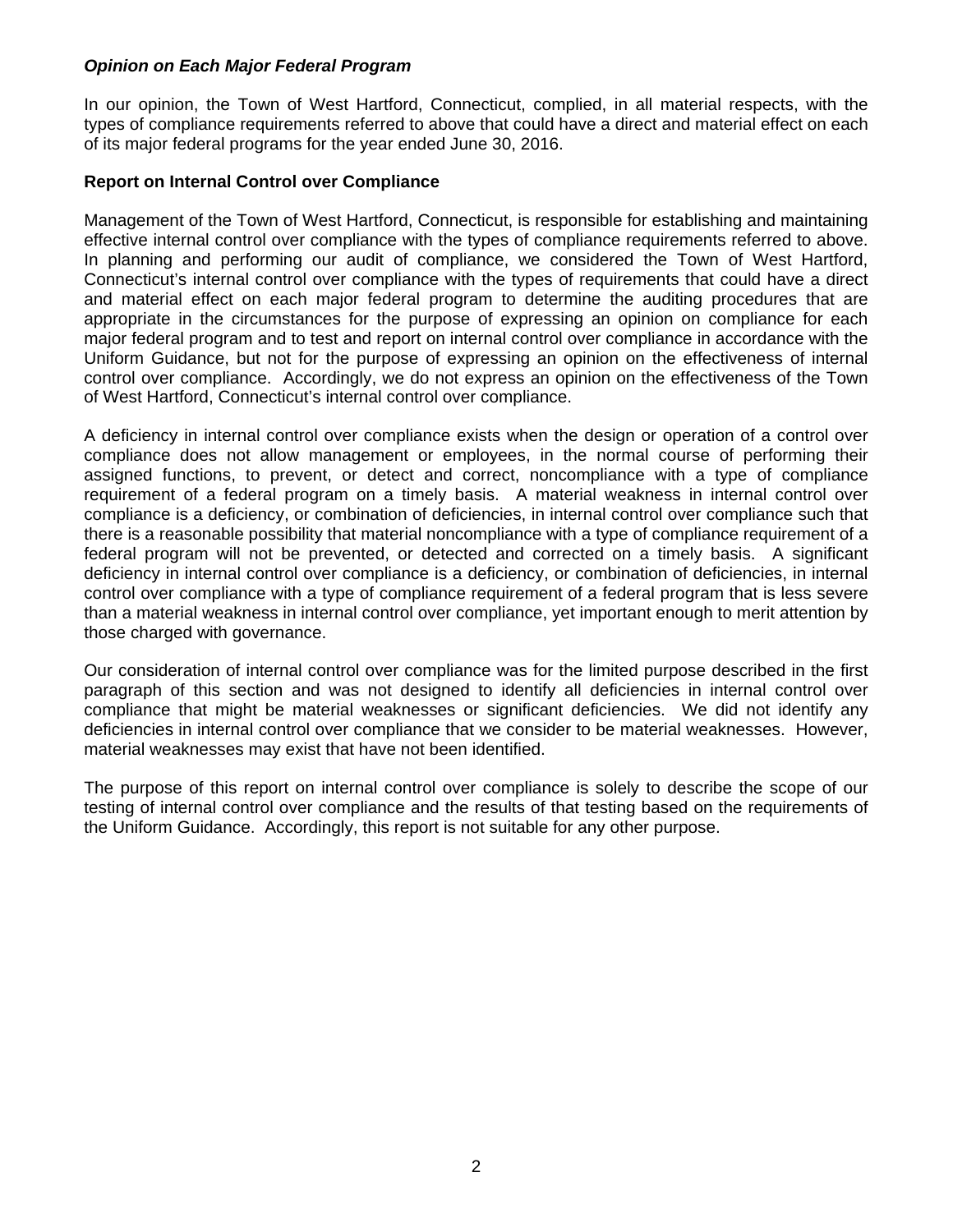***Opinion on Each Major Federal Program***

In our opinion, the Town of West Hartford, Connecticut, complied, in all material respects, with the types of compliance requirements referred to above that could have a direct and material effect on each of its major federal programs for the year ended June 30, 2016.

**Report on Internal Control over Compliance**

Management of the Town of West Hartford, Connecticut, is responsible for establishing and maintaining effective internal control over compliance with the types of compliance requirements referred to above. In planning and performing our audit of compliance, we considered the Town of West Hartford, Connecticut's internal control over compliance with the types of requirements that could have a direct and material effect on each major federal program to determine the auditing procedures that are appropriate in the circumstances for the purpose of expressing an opinion on compliance for each major federal program and to test and report on internal control over compliance in accordance with the Uniform Guidance, but not for the purpose of expressing an opinion on the effectiveness of internal control over compliance. Accordingly, we do not express an opinion on the effectiveness of the Town of West Hartford, Connecticut's internal control over compliance.

A deficiency in internal control over compliance exists when the design or operation of a control over compliance does not allow management or employees, in the normal course of performing their assigned functions, to prevent, or detect and correct, noncompliance with a type of compliance requirement of a federal program on a timely basis. A material weakness in internal control over compliance is a deficiency, or combination of deficiencies, in internal control over compliance such that there is a reasonable possibility that material noncompliance with a type of compliance requirement of a federal program will not be prevented, or detected and corrected on a timely basis. A significant deficiency in internal control over compliance is a deficiency, or combination of deficiencies, in internal control over compliance with a type of compliance requirement of a federal program that is less severe than a material weakness in internal control over compliance, yet important enough to merit attention by those charged with governance.

Our consideration of internal control over compliance was for the limited purpose described in the first paragraph of this section and was not designed to identify all deficiencies in internal control over compliance that might be material weaknesses or significant deficiencies. We did not identify any deficiencies in internal control over compliance that we consider to be material weaknesses. However, material weaknesses may exist that have not been identified.

The purpose of this report on internal control over compliance is solely to describe the scope of our testing of internal control over compliance and the results of that testing based on the requirements of the Uniform Guidance. Accordingly, this report is not suitable for any other purpose.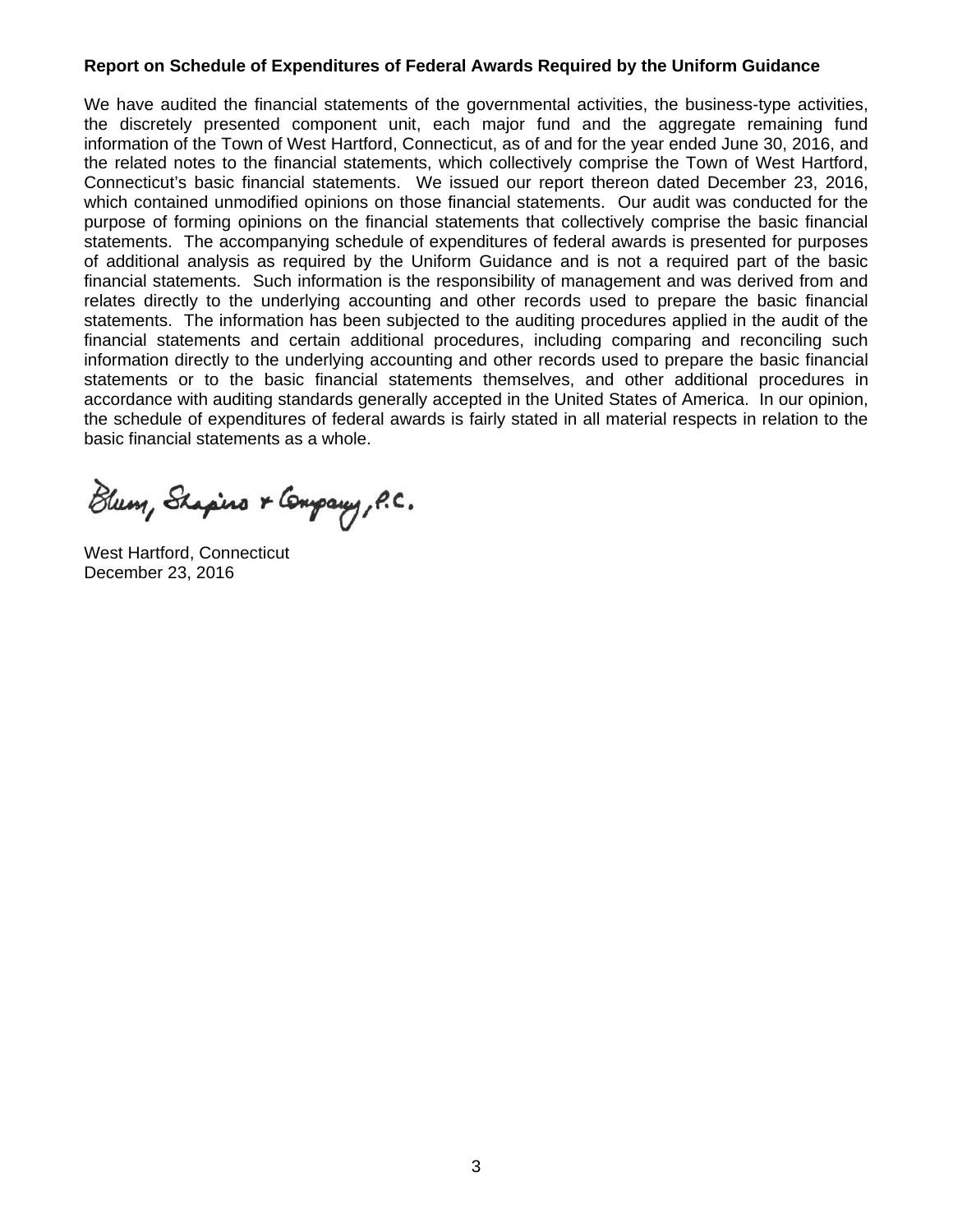**Report on Schedule of Expenditures of Federal Awards Required by the Uniform Guidance**

We have audited the financial statements of the governmental activities, the business-type activities, the discretely presented component unit, each major fund and the aggregate remaining fund information of the Town of West Hartford, Connecticut, as of and for the year ended June 30, 2016, and the related notes to the financial statements, which collectively comprise the Town of West Hartford, Connecticut's basic financial statements. We issued our report thereon dated December 23, 2016, which contained unmodified opinions on those financial statements. Our audit was conducted for the purpose of forming opinions on the financial statements that collectively comprise the basic financial statements. The accompanying schedule of expenditures of federal awards is presented for purposes of additional analysis as required by the Uniform Guidance and is not a required part of the basic financial statements. Such information is the responsibility of management and was derived from and relates directly to the underlying accounting and other records used to prepare the basic financial statements. The information has been subjected to the auditing procedures applied in the audit of the financial statements and certain additional procedures, including comparing and reconciling such information directly to the underlying accounting and other records used to prepare the basic financial statements or to the basic financial statements themselves, and other additional procedures in accordance with auditing standards generally accepted in the United States of America. In our opinion, the schedule of expenditures of federal awards is fairly stated in all material respects in relation to the basic financial statements as a whole.

Blum, Shapiro & Company, P.C.

West Hartford, Connecticut
December 23, 2016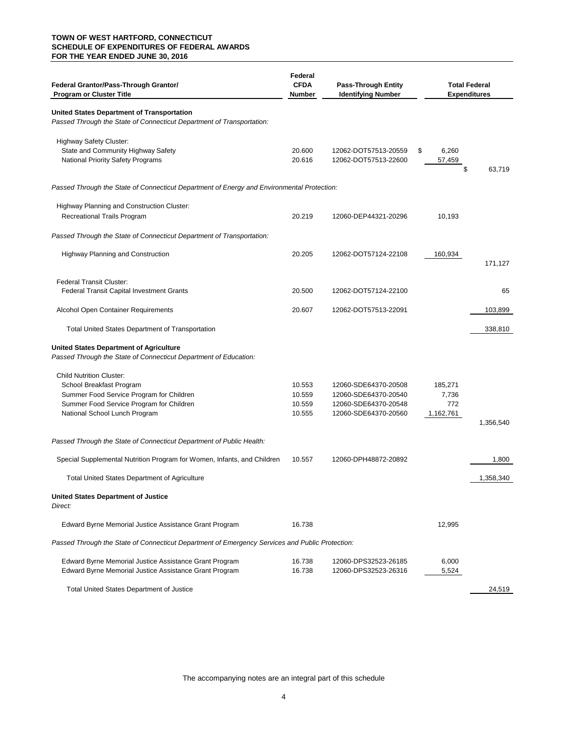**TOWN OF WEST HARTFORD, CONNECTICUT**
**SCHEDULE OF EXPENDITURES OF FEDERAL AWARDS**
**FOR THE YEAR ENDED JUNE 30, 2016**

| Federal Grantor/Pass-Through Grantor/ Program or Cluster Title | Federal CFDA Number | Pass-Through Entity Identifying Number | Total Federal Expenditures | |
|---|---|---|---|---|
| **United States Department of Transportation** | | | | |
| *Passed Through the State of Connecticut Department of Transportation:* | | | | |
| Highway Safety Cluster: | | | | |
| State and Community Highway Safety | 20.600 | 12062-DOT57513-20559 | $ 6,260 | |
| National Priority Safety Programs | 20.616 | 12062-DOT57513-22600 | 57,459 | $ 63,719 |
| *Passed Through the State of Connecticut Department of Energy and Environmental Protection:* | | | | |
| Highway Planning and Construction Cluster: | | | | |
| Recreational Trails Program | 20.219 | 12060-DEP44321-20296 | 10,193 | |
| *Passed Through the State of Connecticut Department of Transportation:* | | | | |
| Highway Planning and Construction | 20.205 | 12062-DOT57124-22108 | 160,934 | 171,127 |
| Federal Transit Cluster: | | | | |
| Federal Transit Capital Investment Grants | 20.500 | 12062-DOT57124-22100 | | 65 |
| Alcohol Open Container Requirements | 20.607 | 12062-DOT57513-22091 | | 103,899 |
| Total United States Department of Transportation | | | | 338,810 |
| **United States Department of Agriculture** | | | | |
| *Passed Through the State of Connecticut Department of Education:* | | | | |
| Child Nutrition Cluster: | | | | |
| School Breakfast Program | 10.553 | 12060-SDE64370-20508 | 185,271 | |
| Summer Food Service Program for Children | 10.559 | 12060-SDE64370-20540 | 7,736 | |
| Summer Food Service Program for Children | 10.559 | 12060-SDE64370-20548 | 772 | |
| National School Lunch Program | 10.555 | 12060-SDE64370-20560 | 1,162,761 | 1,356,540 |
| *Passed Through the State of Connecticut Department of Public Health:* | | | | |
| Special Supplemental Nutrition Program for Women, Infants, and Children | 10.557 | 12060-DPH48872-20892 | | 1,800 |
| Total United States Department of Agriculture | | | | 1,358,340 |
| **United States Department of Justice** | | | | |
| *Direct:* | | | | |
| Edward Byrne Memorial Justice Assistance Grant Program | 16.738 | | 12,995 | |
| *Passed Through the State of Connecticut Department of Emergency Services and Public Protection:* | | | | |
| Edward Byrne Memorial Justice Assistance Grant Program | 16.738 | 12060-DPS32523-26185 | 6,000 | |
| Edward Byrne Memorial Justice Assistance Grant Program | 16.738 | 12060-DPS32523-26316 | 5,524 | |
| Total United States Department of Justice | | | | 24,519 |

The accompanying notes are an integral part of this schedule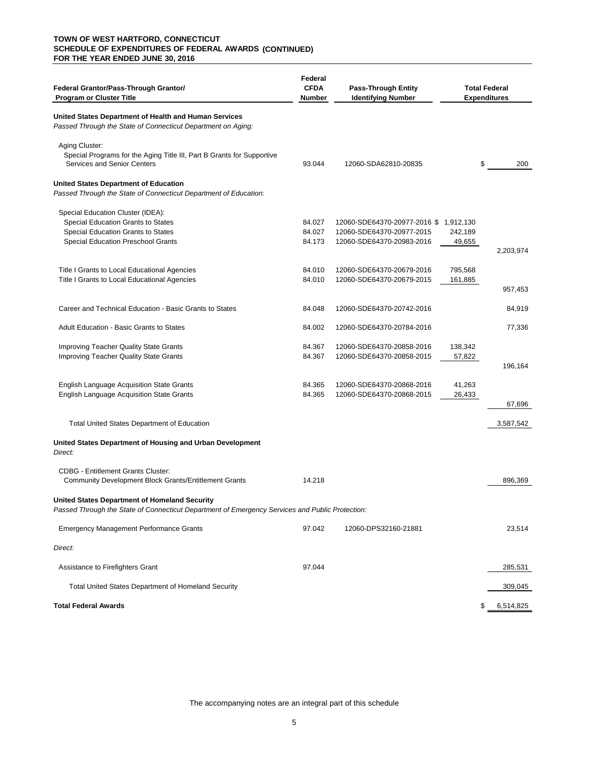**TOWN OF WEST HARTFORD, CONNECTICUT**
**SCHEDULE OF EXPENDITURES OF FEDERAL AWARDS (CONTINUED)**
**FOR THE YEAR ENDED JUNE 30, 2016**

| Federal Grantor/Pass-Through Grantor/ Program or Cluster Title | Federal CFDA Number | Pass-Through Entity Identifying Number | | Total Federal Expenditures |
|---|---|---|---|---|
| **United States Department of Health and Human Services** | | | | |
| *Passed Through the State of Connecticut Department on Aging:* | | | | |
| Aging Cluster: | | | | |
| Special Programs for the Aging Title III, Part B Grants for Supportive Services and Senior Centers | 93.044 | 12060-SDA62810-20835 | | $ 200 |
| **United States Department of Education** | | | | |
| *Passed Through the State of Connecticut Department of Education:* | | | | |
| Special Education Cluster (IDEA): | | | | |
| Special Education Grants to States | 84.027 | 12060-SDE64370-20977-2016 | $ 1,912,130 | |
| Special Education Grants to States | 84.027 | 12060-SDE64370-20977-2015 | 242,189 | |
| Special Education Preschool Grants | 84.173 | 12060-SDE64370-20983-2016 | 49,655 | |
| | | | | 2,203,974 |
| Title I Grants to Local Educational Agencies | 84.010 | 12060-SDE64370-20679-2016 | 795,568 | |
| Title I Grants to Local Educational Agencies | 84.010 | 12060-SDE64370-20679-2015 | 161,885 | |
| | | | | 957,453 |
| Career and Technical Education - Basic Grants to States | 84.048 | 12060-SDE64370-20742-2016 | | 84,919 |
| Adult Education - Basic Grants to States | 84.002 | 12060-SDE64370-20784-2016 | | 77,336 |
| Improving Teacher Quality State Grants | 84.367 | 12060-SDE64370-20858-2016 | 138,342 | |
| Improving Teacher Quality State Grants | 84.367 | 12060-SDE64370-20858-2015 | 57,822 | |
| | | | | 196,164 |
| English Language Acquisition State Grants | 84.365 | 12060-SDE64370-20868-2016 | 41,263 | |
| English Language Acquisition State Grants | 84.365 | 12060-SDE64370-20868-2015 | 26,433 | |
| | | | | 67,696 |
| Total United States Department of Education | | | | 3,587,542 |
| **United States Department of Housing and Urban Development** | | | | |
| *Direct:* | | | | |
| CDBG - Entitlement Grants Cluster: | | | | |
| Community Development Block Grants/Entitlement Grants | 14.218 | | | 896,369 |
| **United States Department of Homeland Security** | | | | |
| *Passed Through the State of Connecticut Department of Emergency Services and Public Protection:* | | | | |
| Emergency Management Performance Grants | 97.042 | 12060-DPS32160-21881 | | 23,514 |
| *Direct:* | | | | |
| Assistance to Firefighters Grant | 97.044 | | | 285,531 |
| Total United States Department of Homeland Security | | | | 309,045 |
| **Total Federal Awards** | | | | $ 6,514,825 |

The accompanying notes are an integral part of this schedule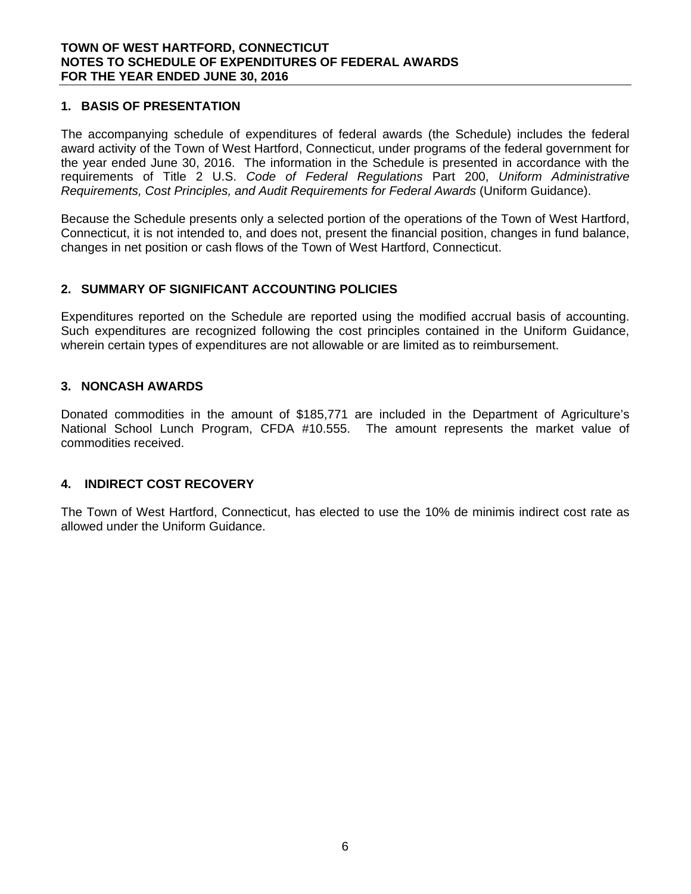**TOWN OF WEST HARTFORD, CONNECTICUT**
**NOTES TO SCHEDULE OF EXPENDITURES OF FEDERAL AWARDS**
**FOR THE YEAR ENDED JUNE 30, 2016**

## 1. BASIS OF PRESENTATION

The accompanying schedule of expenditures of federal awards (the Schedule) includes the federal award activity of the Town of West Hartford, Connecticut, under programs of the federal government for the year ended June 30, 2016. The information in the Schedule is presented in accordance with the requirements of Title 2 U.S. *Code of Federal Regulations* Part 200, *Uniform Administrative Requirements, Cost Principles, and Audit Requirements for Federal Awards* (Uniform Guidance).

Because the Schedule presents only a selected portion of the operations of the Town of West Hartford, Connecticut, it is not intended to, and does not, present the financial position, changes in fund balance, changes in net position or cash flows of the Town of West Hartford, Connecticut.

## 2. SUMMARY OF SIGNIFICANT ACCOUNTING POLICIES

Expenditures reported on the Schedule are reported using the modified accrual basis of accounting. Such expenditures are recognized following the cost principles contained in the Uniform Guidance, wherein certain types of expenditures are not allowable or are limited as to reimbursement.

## 3. NONCASH AWARDS

Donated commodities in the amount of $185,771 are included in the Department of Agriculture's National School Lunch Program, CFDA #10.555. The amount represents the market value of commodities received.

## 4. INDIRECT COST RECOVERY

The Town of West Hartford, Connecticut, has elected to use the 10% de minimis indirect cost rate as allowed under the Uniform Guidance.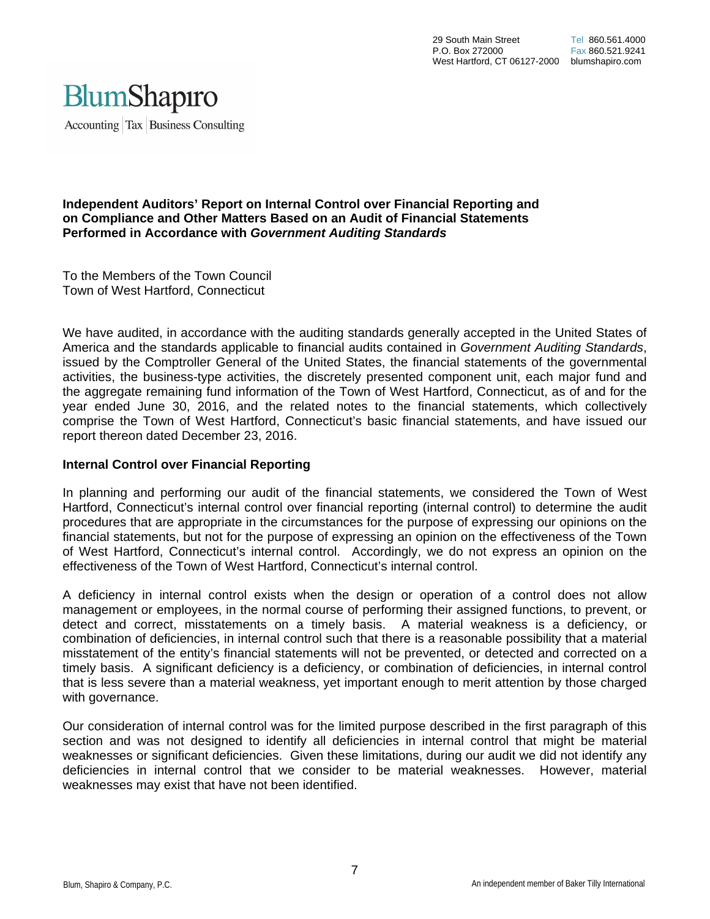29 South Main Street
P.O. Box 272000
West Hartford, CT 06127-2000

Tel 860.561.4000
Fax 860.521.9241
blumshapiro.com

BlumShapiro

Accounting | Tax | Business Consulting

**Independent Auditors' Report on Internal Control over Financial Reporting and on Compliance and Other Matters Based on an Audit of Financial Statements Performed in Accordance with *Government Auditing Standards***

To the Members of the Town Council
Town of West Hartford, Connecticut

We have audited, in accordance with the auditing standards generally accepted in the United States of America and the standards applicable to financial audits contained in *Government Auditing Standards*, issued by the Comptroller General of the United States, the financial statements of the governmental activities, the business-type activities, the discretely presented component unit, each major fund and the aggregate remaining fund information of the Town of West Hartford, Connecticut, as of and for the year ended June 30, 2016, and the related notes to the financial statements, which collectively comprise the Town of West Hartford, Connecticut's basic financial statements, and have issued our report thereon dated December 23, 2016.

**Internal Control over Financial Reporting**

In planning and performing our audit of the financial statements, we considered the Town of West Hartford, Connecticut's internal control over financial reporting (internal control) to determine the audit procedures that are appropriate in the circumstances for the purpose of expressing our opinions on the financial statements, but not for the purpose of expressing an opinion on the effectiveness of the Town of West Hartford, Connecticut's internal control. Accordingly, we do not express an opinion on the effectiveness of the Town of West Hartford, Connecticut's internal control.

A deficiency in internal control exists when the design or operation of a control does not allow management or employees, in the normal course of performing their assigned functions, to prevent, or detect and correct, misstatements on a timely basis. A material weakness is a deficiency, or combination of deficiencies, in internal control such that there is a reasonable possibility that a material misstatement of the entity's financial statements will not be prevented, or detected and corrected on a timely basis. A significant deficiency is a deficiency, or combination of deficiencies, in internal control that is less severe than a material weakness, yet important enough to merit attention by those charged with governance.

Our consideration of internal control was for the limited purpose described in the first paragraph of this section and was not designed to identify all deficiencies in internal control that might be material weaknesses or significant deficiencies. Given these limitations, during our audit we did not identify any deficiencies in internal control that we consider to be material weaknesses. However, material weaknesses may exist that have not been identified.

Blum, Shapiro & Company, P.C.

An independent member of Baker Tilly International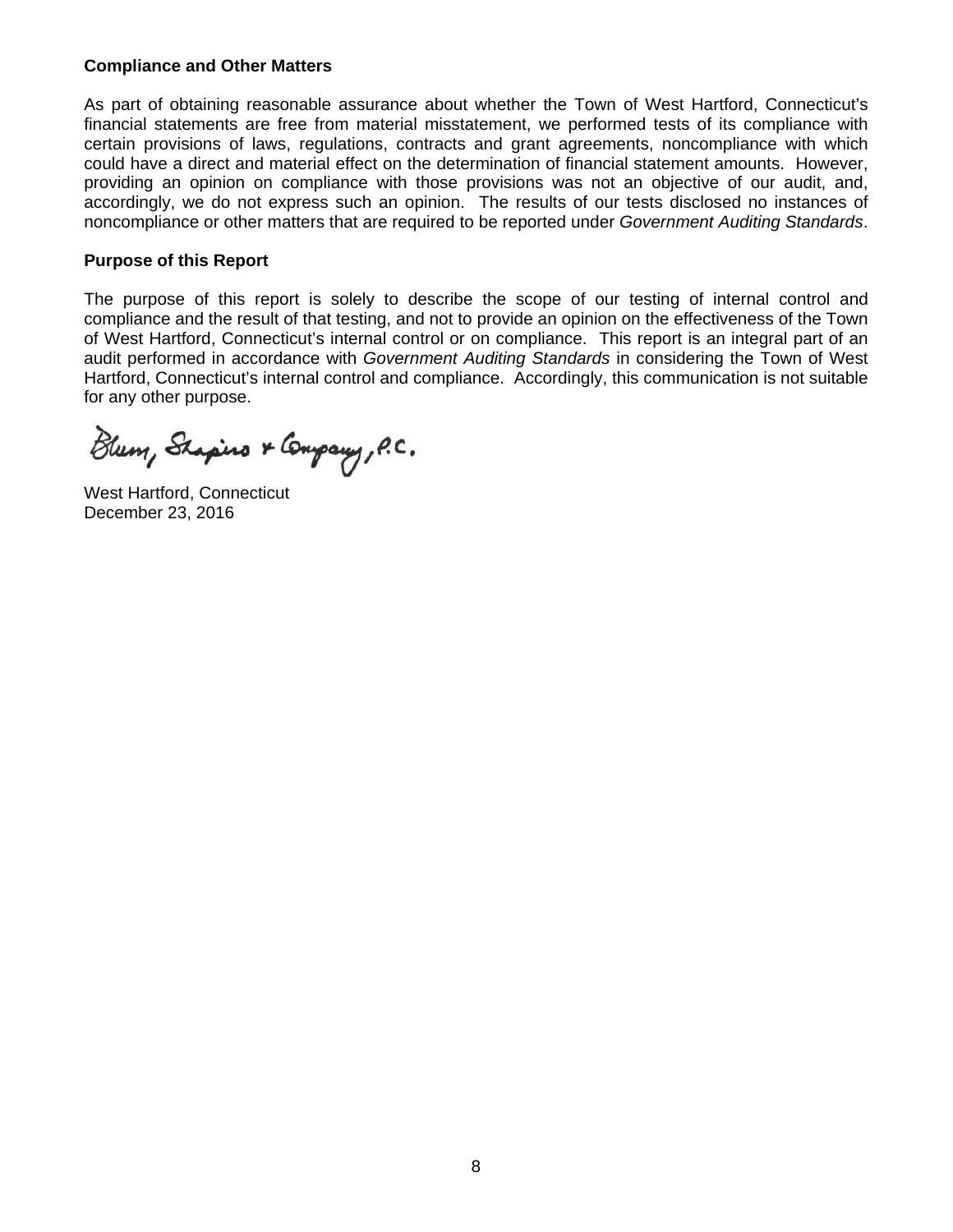### Compliance and Other Matters

As part of obtaining reasonable assurance about whether the Town of West Hartford, Connecticut's financial statements are free from material misstatement, we performed tests of its compliance with certain provisions of laws, regulations, contracts and grant agreements, noncompliance with which could have a direct and material effect on the determination of financial statement amounts. However, providing an opinion on compliance with those provisions was not an objective of our audit, and, accordingly, we do not express such an opinion. The results of our tests disclosed no instances of noncompliance or other matters that are required to be reported under *Government Auditing Standards*.

### Purpose of this Report

The purpose of this report is solely to describe the scope of our testing of internal control and compliance and the result of that testing, and not to provide an opinion on the effectiveness of the Town of West Hartford, Connecticut's internal control or on compliance. This report is an integral part of an audit performed in accordance with *Government Auditing Standards* in considering the Town of West Hartford, Connecticut's internal control and compliance. Accordingly, this communication is not suitable for any other purpose.

Blum, Shapiro & Company, P.C.

West Hartford, Connecticut
December 23, 2016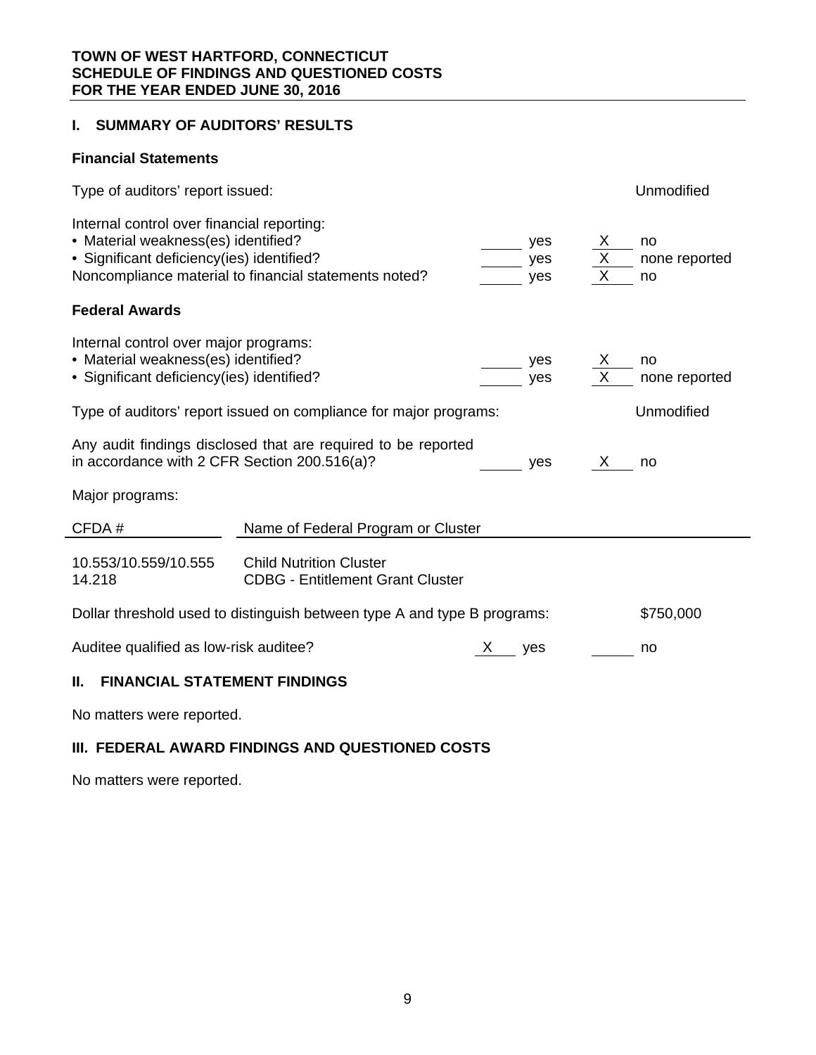**TOWN OF WEST HARTFORD, CONNECTICUT**
**SCHEDULE OF FINDINGS AND QUESTIONED COSTS**
**FOR THE YEAR ENDED JUNE 30, 2016**

## I. SUMMARY OF AUDITORS' RESULTS

### Financial Statements

Type of auditors' report issued: Unmodified

Internal control over financial reporting:

| | | | | |
|---|---|---|---|---|
| • Material weakness(es) identified? | ____ | yes | X | no |
| • Significant deficiency(ies) identified? | ____ | yes | X | none reported |
| Noncompliance material to financial statements noted? | ____ | yes | X | no |

### Federal Awards

Internal control over major programs:

| | | | | |
|---|---|---|---|---|
| • Material weakness(es) identified? | ____ | yes | X | no |
| • Significant deficiency(ies) identified? | ____ | yes | X | none reported |

Type of auditors' report issued on compliance for major programs: Unmodified

| | | | | |
|---|---|---|---|---|
| Any audit findings disclosed that are required to be reported in accordance with 2 CFR Section 200.516(a)? | ____ | yes | X | no |

Major programs:

| CFDA # | Name of Federal Program or Cluster |
|---|---|
| 10.553/10.559/10.555 | Child Nutrition Cluster |
| 14.218 | CDBG - Entitlement Grant Cluster |

Dollar threshold used to distinguish between type A and type B programs: $750,000

| | | | | |
|---|---|---|---|---|
| Auditee qualified as low-risk auditee? | X | yes | ____ | no |

## II. FINANCIAL STATEMENT FINDINGS

No matters were reported.

## III. FEDERAL AWARD FINDINGS AND QUESTIONED COSTS

No matters were reported.